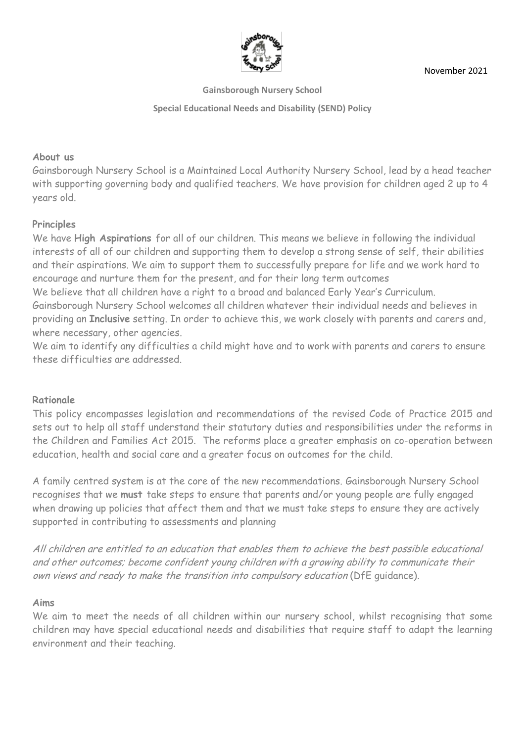November 2021

**Gainsborough Nursery School**

**Special Educational Needs and Disability (SEND) Policy**

## About us

Gainsborough Nursery School is a Maintained Local Authority Nursery School, lead by a head teacher with supporting governing body and qualified teachers. We have provision for children aged 2 up to 4 years old.

## Principles

We have **High Aspirations** for all of our children. This means we believe in following the individual interests of all of our children and supporting them to develop a strong sense of self, their abilities and their aspirations. We aim to support them to successfully prepare for life and we work hard to encourage and nurture them for the present, and for their long term outcomes

We believe that all children have a right to a broad and balanced Early Year's Curriculum.

Gainsborough Nursery School welcomes all children whatever their individual needs and believes in providing an **Inclusive** setting. In order to achieve this, we work closely with parents and carers and, where necessary, other agencies.

We aim to identify any difficulties a child might have and to work with parents and carers to ensure these difficulties are addressed.

## Rationale

This policy encompasses legislation and recommendations of the revised Code of Practice 2015 and sets out to help all staff understand their statutory duties and responsibilities under the reforms in the Children and Families Act 2015. The reforms place a greater emphasis on co-operation between education, health and social care and a greater focus on outcomes for the child.

A family centred system is at the core of the new recommendations. Gainsborough Nursery School recognises that we **must** take steps to ensure that parents and/or young people are fully engaged when drawing up policies that affect them and that we must take steps to ensure they are actively supported in contributing to assessments and planning

*All children are entitled to an education that enables them to achieve the best possible educational and other outcomes; become confident young children with a growing ability to communicate their own views and ready to make the transition into compulsory education* (DfE guidance).

## Aims

We aim to meet the needs of all children within our nursery school, whilst recognising that some children may have special educational needs and disabilities that require staff to adapt the learning environment and their teaching.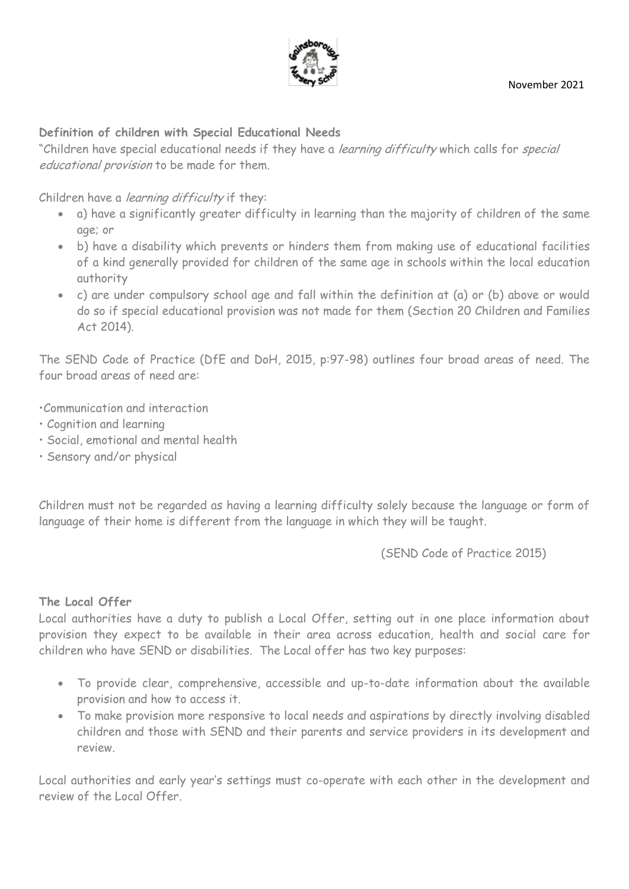**Definition of children with Special Educational Needs**

"Children have special educational needs if they have a *learning difficulty* which calls for *special educational provision* to be made for them.

Children have a *learning difficulty* if they:

- a) have a significantly greater difficulty in learning than the majority of children of the same age; or
- b) have a disability which prevents or hinders them from making use of educational facilities of a kind generally provided for children of the same age in schools within the local education authority
- c) are under compulsory school age and fall within the definition at (a) or (b) above or would do so if special educational provision was not made for them (Section 20 Children and Families Act 2014).

The SEND Code of Practice (DfE and DoH, 2015, p:97-98) outlines four broad areas of need. The four broad areas of need are:

- Communication and interaction
- Cognition and learning
- Social, emotional and mental health
- Sensory and/or physical

Children must not be regarded as having a learning difficulty solely because the language or form of language of their home is different from the language in which they will be taught.

(SEND Code of Practice 2015)

**The Local Offer**

Local authorities have a duty to publish a Local Offer, setting out in one place information about provision they expect to be available in their area across education, health and social care for children who have SEND or disabilities. The Local offer has two key purposes:

- To provide clear, comprehensive, accessible and up-to-date information about the available provision and how to access it.
- To make provision more responsive to local needs and aspirations by directly involving disabled children and those with SEND and their parents and service providers in its development and review.

Local authorities and early year's settings must co-operate with each other in the development and review of the Local Offer.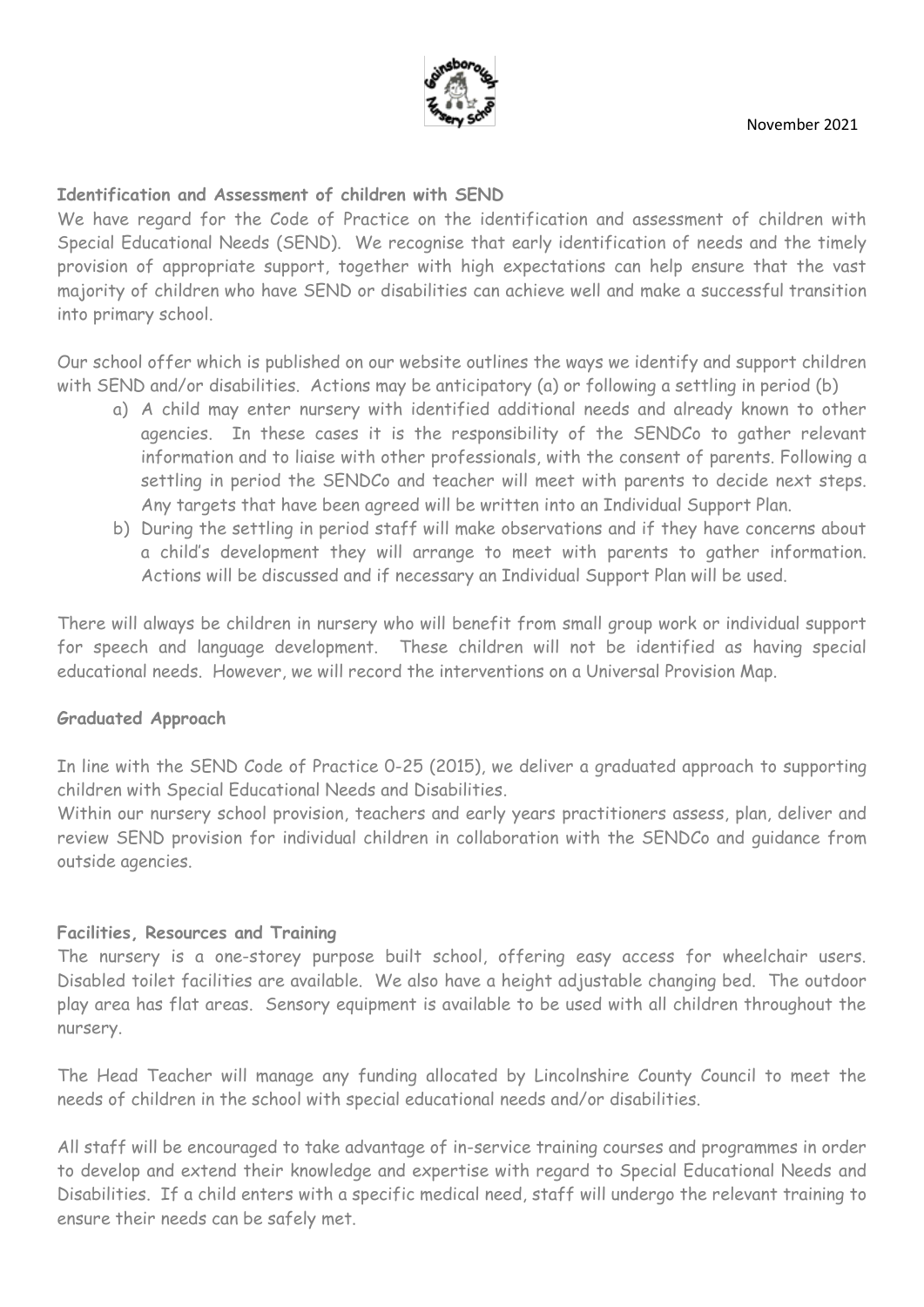November 2021

### Identification and Assessment of children with SEND

We have regard for the Code of Practice on the identification and assessment of children with Special Educational Needs (SEND). We recognise that early identification of needs and the timely provision of appropriate support, together with high expectations can help ensure that the vast majority of children who have SEND or disabilities can achieve well and make a successful transition into primary school.

Our school offer which is published on our website outlines the ways we identify and support children with SEND and/or disabilities. Actions may be anticipatory (a) or following a settling in period (b)

a) A child may enter nursery with identified additional needs and already known to other agencies. In these cases it is the responsibility of the SENDCo to gather relevant information and to liaise with other professionals, with the consent of parents. Following a settling in period the SENDCo and teacher will meet with parents to decide next steps. Any targets that have been agreed will be written into an Individual Support Plan.
b) During the settling in period staff will make observations and if they have concerns about a child's development they will arrange to meet with parents to gather information. Actions will be discussed and if necessary an Individual Support Plan will be used.

There will always be children in nursery who will benefit from small group work or individual support for speech and language development. These children will not be identified as having special educational needs. However, we will record the interventions on a Universal Provision Map.

### Graduated Approach

In line with the SEND Code of Practice 0-25 (2015), we deliver a graduated approach to supporting children with Special Educational Needs and Disabilities.

Within our nursery school provision, teachers and early years practitioners assess, plan, deliver and review SEND provision for individual children in collaboration with the SENDCo and guidance from outside agencies.

### Facilities, Resources and Training

The nursery is a one-storey purpose built school, offering easy access for wheelchair users. Disabled toilet facilities are available. We also have a height adjustable changing bed. The outdoor play area has flat areas. Sensory equipment is available to be used with all children throughout the nursery.

The Head Teacher will manage any funding allocated by Lincolnshire County Council to meet the needs of children in the school with special educational needs and/or disabilities.

All staff will be encouraged to take advantage of in-service training courses and programmes in order to develop and extend their knowledge and expertise with regard to Special Educational Needs and Disabilities. If a child enters with a specific medical need, staff will undergo the relevant training to ensure their needs can be safely met.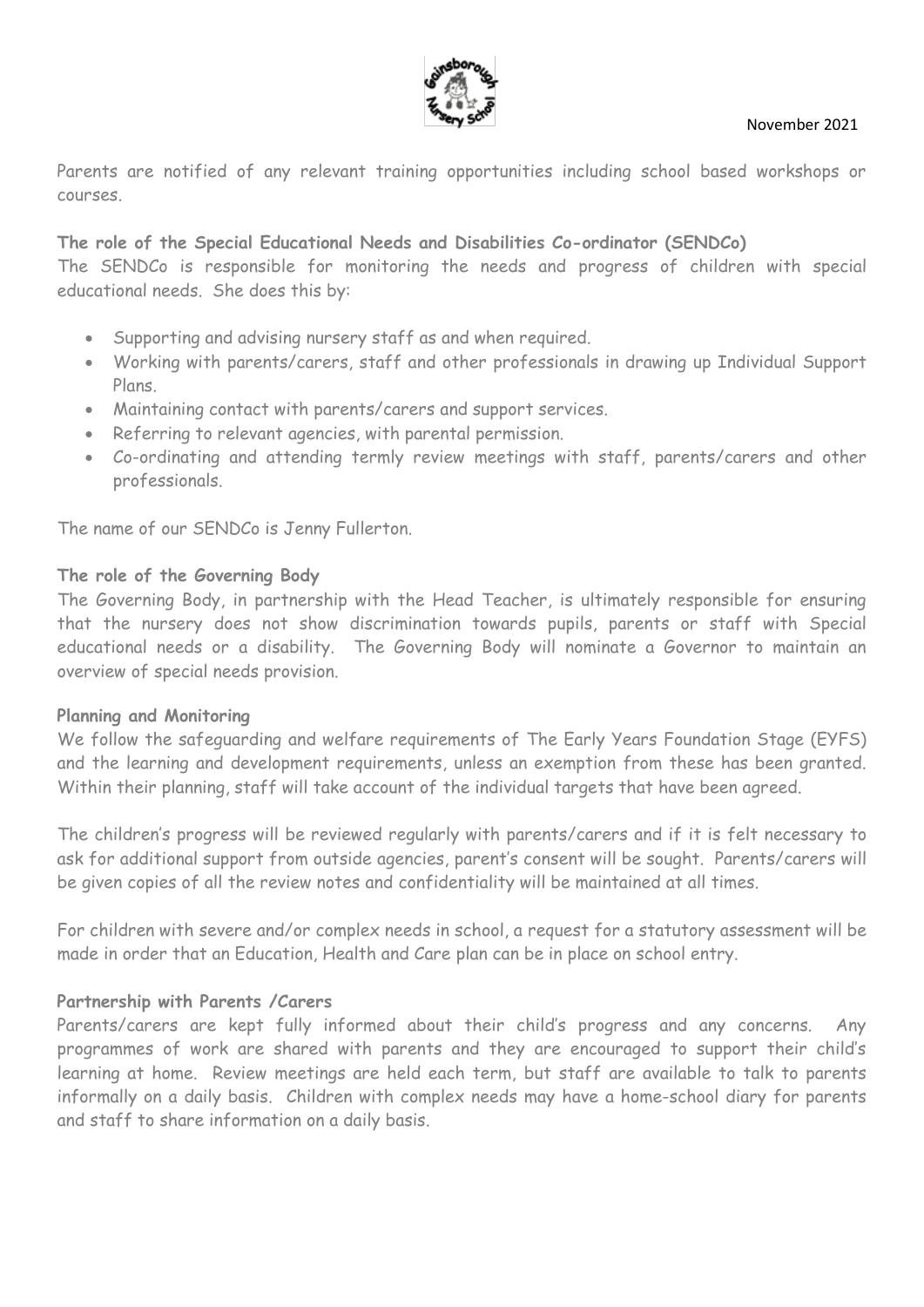Parents are notified of any relevant training opportunities including school based workshops or courses.

**The role of the Special Educational Needs and Disabilities Co-ordinator (SENDCo)**

The SENDCo is responsible for monitoring the needs and progress of children with special educational needs. She does this by:

- Supporting and advising nursery staff as and when required.
- Working with parents/carers, staff and other professionals in drawing up Individual Support Plans.
- Maintaining contact with parents/carers and support services.
- Referring to relevant agencies, with parental permission.
- Co-ordinating and attending termly review meetings with staff, parents/carers and other professionals.

The name of our SENDCo is Jenny Fullerton.

**The role of the Governing Body**

The Governing Body, in partnership with the Head Teacher, is ultimately responsible for ensuring that the nursery does not show discrimination towards pupils, parents or staff with Special educational needs or a disability. The Governing Body will nominate a Governor to maintain an overview of special needs provision.

**Planning and Monitoring**

We follow the safeguarding and welfare requirements of The Early Years Foundation Stage (EYFS) and the learning and development requirements, unless an exemption from these has been granted. Within their planning, staff will take account of the individual targets that have been agreed.

The children's progress will be reviewed regularly with parents/carers and if it is felt necessary to ask for additional support from outside agencies, parent's consent will be sought. Parents/carers will be given copies of all the review notes and confidentiality will be maintained at all times.

For children with severe and/or complex needs in school, a request for a statutory assessment will be made in order that an Education, Health and Care plan can be in place on school entry.

**Partnership with Parents /Carers**

Parents/carers are kept fully informed about their child's progress and any concerns. Any programmes of work are shared with parents and they are encouraged to support their child's learning at home. Review meetings are held each term, but staff are available to talk to parents informally on a daily basis. Children with complex needs may have a home-school diary for parents and staff to share information on a daily basis.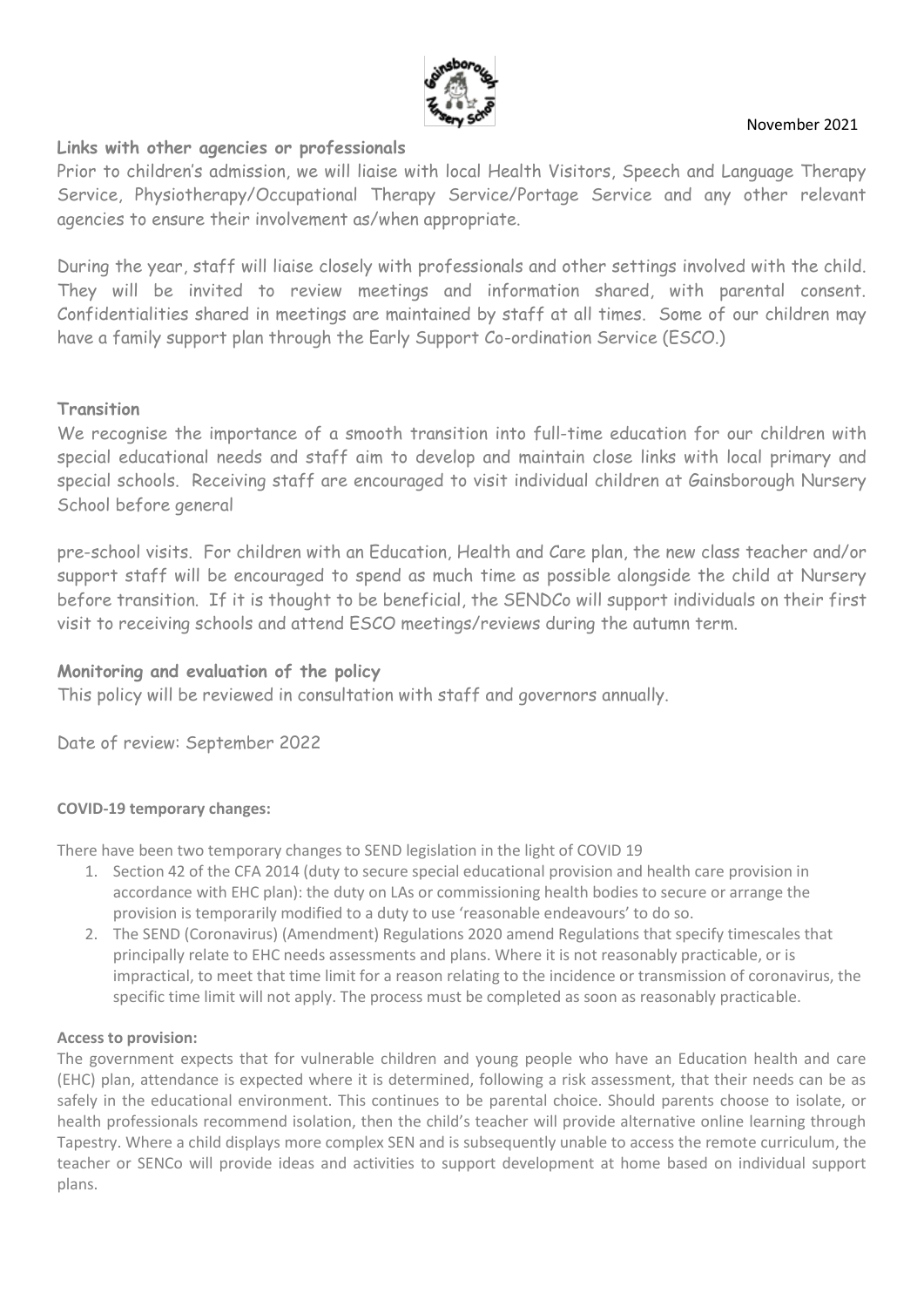November 2021

### Links with other agencies or professionals

Prior to children's admission, we will liaise with local Health Visitors, Speech and Language Therapy Service, Physiotherapy/Occupational Therapy Service/Portage Service and any other relevant agencies to ensure their involvement as/when appropriate.

During the year, staff will liaise closely with professionals and other settings involved with the child. They will be invited to review meetings and information shared, with parental consent. Confidentialities shared in meetings are maintained by staff at all times. Some of our children may have a family support plan through the Early Support Co-ordination Service (ESCO.)

### Transition

We recognise the importance of a smooth transition into full-time education for our children with special educational needs and staff aim to develop and maintain close links with local primary and special schools. Receiving staff are encouraged to visit individual children at Gainsborough Nursery School before general pre-school visits. For children with an Education, Health and Care plan, the new class teacher and/or support staff will be encouraged to spend as much time as possible alongside the child at Nursery before transition. If it is thought to be beneficial, the SENDCo will support individuals on their first visit to receiving schools and attend ESCO meetings/reviews during the autumn term.

### Monitoring and evaluation of the policy

This policy will be reviewed in consultation with staff and governors annually.

Date of review: September 2022

**COVID-19 temporary changes:**

There have been two temporary changes to SEND legislation in the light of COVID 19

1. Section 42 of the CFA 2014 (duty to secure special educational provision and health care provision in accordance with EHC plan): the duty on LAs or commissioning health bodies to secure or arrange the provision is temporarily modified to a duty to use 'reasonable endeavours' to do so.
2. The SEND (Coronavirus) (Amendment) Regulations 2020 amend Regulations that specify timescales that principally relate to EHC needs assessments and plans. Where it is not reasonably practicable, or is impractical, to meet that time limit for a reason relating to the incidence or transmission of coronavirus, the specific time limit will not apply. The process must be completed as soon as reasonably practicable.

**Access to provision:**

The government expects that for vulnerable children and young people who have an Education health and care (EHC) plan, attendance is expected where it is determined, following a risk assessment, that their needs can be as safely in the educational environment. This continues to be parental choice. Should parents choose to isolate, or health professionals recommend isolation, then the child's teacher will provide alternative online learning through Tapestry. Where a child displays more complex SEN and is subsequently unable to access the remote curriculum, the teacher or SENCo will provide ideas and activities to support development at home based on individual support plans.